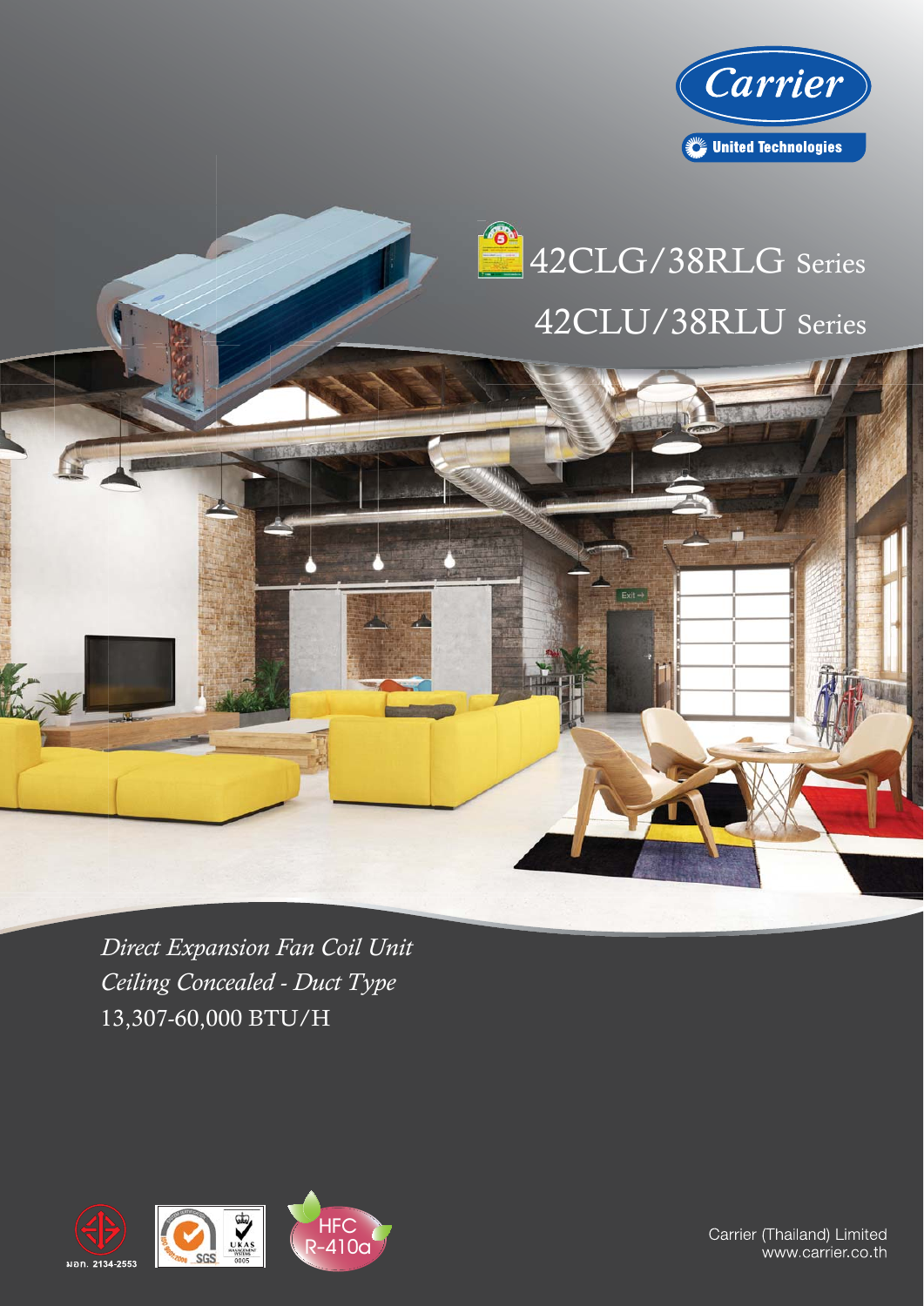Carrier

United Technologies

# 42CLG/38RLG Series

# 42CLU/38RLU Series

*Direct Expansion Fan Coil Unit*

*Ceiling Concealed - Duct Type*

13,307-60,000 BTU/H

มอก. 2134-2553

HFC R-410a

Carrier (Thailand) Limited
www.carrier.co.th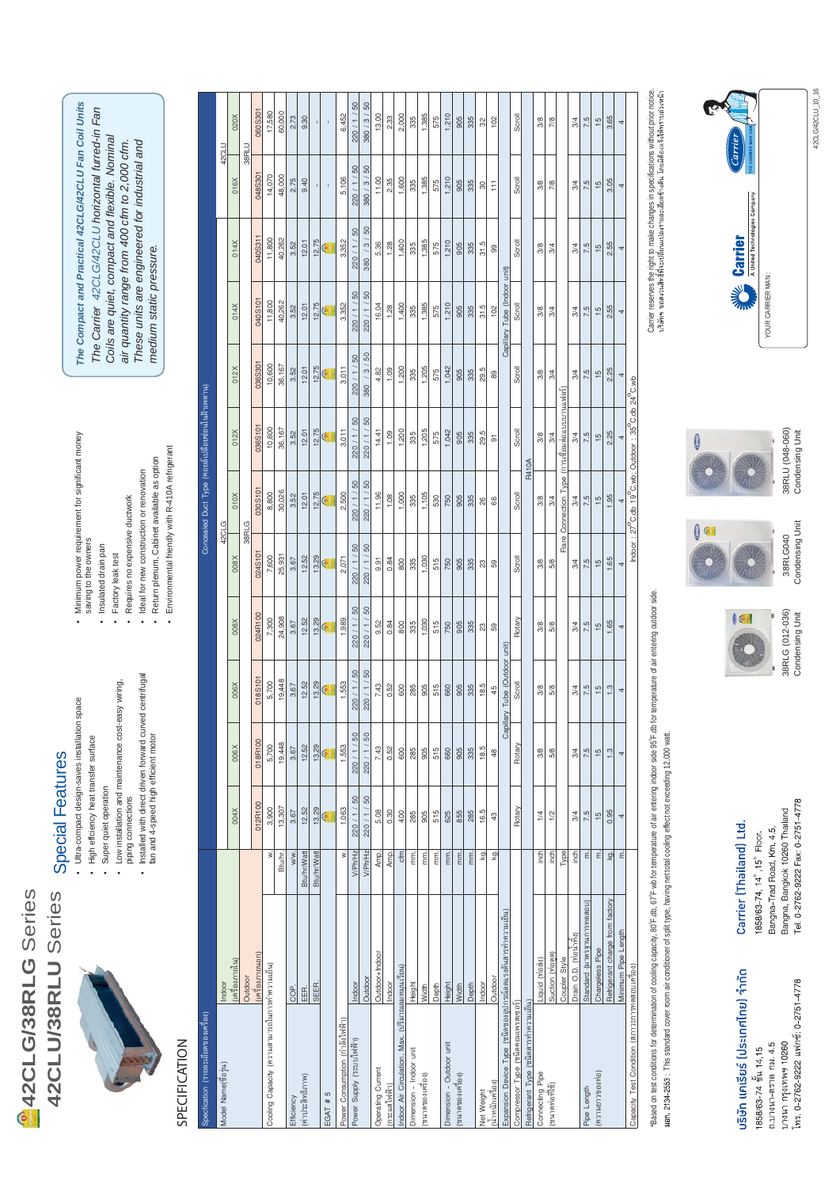# 42CLG/38RLG Series
# 42CLU/38RLU Series

## Special Features

- Ultra-compact design-saves installation space
- High efficiency heat transfer surface
- Super quiet operation
- Low installation and maintenance cost-easy wiring, piping connections
- Installed with direct driven forward curved centrifugal fan and 4-speed high efficient motor
- Minimum power requirement for significant money saving to the owners
- Insulated drain pan
- Factory leak test
- Requires no expensive ductwork
- Ideal for new construction or renovation
- Return plenum, Cabinet available as option
- Environmental friendly with R-410A refrigerant

*The Compact and Practical 42CLG/42CLU Fan Coil Units*

*The Carrier 42CLG/42CLU horizontal furred-in Fan Coils are quiet, compact and flexible. Nominal air quantity range from 400 cfm to 2,000 cfm. These units are engineered for industrial and medium static pressure.*

## SPECIFICATION

Concealed Duct Type (คอยล์เย็นแบบต่อท่อลม)

| Specification (รายละเอียดของเครื่อง) | | Unit | 42CLG | | | | | | | | | | 42CLU | |
|---|---|---|---|---|---|---|---|---|---|---|---|---|---|---|
| Model Name (ชื่อรุ่น) | Indoor (เครื่องภายใน) | | 004X | 006X | 006X | 008X | 008X | 010X | 012X | 012X | 014X | 014X | 016X | 020X |
| | | | 38RLG | | | | | | | | | | 38RLU | |
| | Outdoor (เครื่องภายนอก) | | 012R100 | 018R100 | 018S101 | 024R100 | 024S101 | 030S101 | 036S101 | 036S301 | 040S101 | 040S311 | 048S301 | 060S301 |
| Cooling Capacity (ความสามารถในการทำความเย็น) | | W. | 3,900 | 5,700 | 5,700 | 7,300 | 7,600 | 8,800 | 10,600 | 10,600 | 11,800 | 11,800 | 14,070 | 17,580 |
| | | Btu/hr | 13,307 | 19,448 | 19,448 | 24,908 | 25,931 | 30,026 | 36,167 | 36,167 | 40,262 | 40,262 | 48,000 | 60,000 |
| Efficiency (ค่าประสิทธิภาพ) | COP. | W/W. | 3.67 | 3.67 | 3.67 | 3.67 | 3.67 | 3.52 | 3.52 | 3.52 | 3.52 | 3.52 | 2.75 | 2.73 |
| | EER. | Btu/hr/Watt | 12.52 | 12.52 | 12.52 | 12.52 | 12.52 | 12.01 | 12.01 | 12.01 | 12.01 | 12.01 | 9.40 | 9.30 |
| | SEER | Btu/hr/Watt | 13.29 | 13.29 | 13.29 | 13.29 | 13.29 | 12.75 | 12.75 | 12.75 | 12.75 | 12.75 | - | - |
| EGAT # 5 | | | | | | | | | | | | | - | - |
| Power Consumption (กำลังไฟฟ้า) | | W. | 1,063 | 1,553 | 1,553 | 1,989 | 2,071 | 2,500 | 3,011 | 3,011 | 3,352 | 3,352 | 5,106 | 6,452 |
| Power Supply (ระบบไฟฟ้า) | Indoor | V/Ph/Hz | 220 / 1 / 50 | 220 / 1 / 50 | 220 / 1 / 50 | 220 / 1 / 50 | 220 / 1 / 50 | 220 / 1 / 50 | 220 / 1 / 50 | 220 / 1 / 50 | 220 / 1 / 50 | 220 / 1 / 50 | 220 / 1 / 50 | 220 / 1 / 50 |
| | Outdoor | V/Ph/Hz | 220 / 1 / 50 | 220 / 1 / 50 | 220 / 1 / 50 | 220 / 1 / 50 | 220 / 1 / 50 | 220 / 1 / 50 | 220 / 1 / 50 | 380 / 3 / 50 | 220 / 1 / 50 | 380 / 3 / 50 | 380 / 3 / 50 | 380 / 3 / 50 |
| Operating Current (กระแสไฟฟ้า) | Outdoor+Indoor | Amp. | 5.08 | 7.43 | 7.43 | 9.52 | 9.91 | 11.96 | 14.41 | 4.82 | 16.04 | 5.36 | 11.00 | 13.00 |
| | Indoor | Amp. | 0.30 | 0.52 | 0.52 | 0.84 | 0.84 | 1.08 | 1.09 | 1.09 | 1.28 | 1.28 | 2.35 | 2.33 |
| Indoor Air Circulation, Max. (ปริมาณลมหมุนเวียน) | | cfm | 400 | 600 | 600 | 800 | 800 | 1,000 | 1,200 | 1,200 | 1,400 | 1,400 | 1,600 | 2,000 |
| Dimension - Indoor unit (ขนาดของเครื่อง) | Height | mm. | 285 | 285 | 285 | 335 | 335 | 335 | 335 | 335 | 335 | 335 | 335 | 335 |
| | Width | mm. | 905 | 905 | 905 | 1,030 | 1,030 | 1,105 | 1,205 | 1,205 | 1,385 | 1,385 | 1,385 | 1,385 |
| | Depth | mm. | 515 | 515 | 515 | 515 | 515 | 530 | 575 | 575 | 575 | 575 | 575 | 575 |
| Dimension - Outdoor unit (ขนาดของเครื่อง) | Height | mm. | 625 | 660 | 660 | 750 | 750 | 750 | 1,042 | 1,042 | 1,210 | 1,210 | 1,210 | 1,210 |
| | Width | mm. | 855 | 905 | 905 | 905 | 905 | 905 | 905 | 905 | 905 | 905 | 905 | 905 |
| | Depth | mm. | 285 | 335 | 335 | 335 | 335 | 335 | 335 | 335 | 335 | 335 | 335 | 335 |
| Net Weight (น้ำหนักเครื่อง) | Indoor | kg. | 16.5 | 18.5 | 18.5 | 23 | 23 | 26 | 29.5 | 29.5 | 31.5 | 31.5 | 30 | 32 |
| | Outdoor | kg. | 43 | 48 | 45 | 59 | 59 | 66 | 91 | 89 | 102 | 99 | 111 | 102 |
| Expansion Device Type (ชนิดของอุปกรณ์ลดแรงดันสารทำความเย็น) | | | Capillary Tube (Outdoor unit) | | | | | | Capillary Tube (Indoor unit) | | | | | |
| Compressor Type (ชนิดคอมเพรสเซอร์) | | | Rotary | Rotary | Scroll | Rotary | Scroll | Scroll | Scroll | Scroll | Scroll | Scroll | Scroll | Scroll |
| Refrigerant Type (ชนิดสารทำความเย็น) | | | R410A | | | | | | | | | | | |
| Connecting Pipe (ขนาดท่อที่ใช้) | Liquid (ท่อเล็ก) | inch | 1/4 | 3/8 | 3/8 | 3/8 | 3/8 | 3/8 | 3/8 | 3/8 | 3/8 | 3/8 | 3/8 | 3/8 |
| | Suction (ท่อใหญ่) | inch | 1/2 | 5/8 | 5/8 | 5/8 | 5/8 | 3/4 | 3/4 | 3/4 | 3/4 | 3/4 | 3/4 | 7/8 |
| | Coupler Style | Type | Flare Connection Type (การเชื่อมต่อแบบบานแฟร์) | | | | | | | | | | | |
| | Drain O.D. (ท่อน้ำทิ้ง) | inch | 3/4 | 3/4 | 3/4 | 3/4 | 3/4 | 3/4 | 3/4 | 3/4 | 3/4 | 3/4 | 3/4 | 3/4 |
| Pipe Length (ความยาวของท่อ) | Standard (มาตรฐานการทดสอบ) | m. | 7.5 | 7.5 | 7.5 | 7.5 | 7.5 | 7.5 | 7.5 | 7.5 | 7.5 | 7.5 | 7.5 | 7.5 |
| | Chargeless Pipe | m. | 15 | 15 | 15 | 15 | 15 | 15 | 15 | 15 | 15 | 15 | 15 | 15 |
| | Refrigerant charge from factory | kg. | 0.95 | 1.3 | 1.3 | 1.65 | 1.65 | 1.95 | 2.25 | 2.25 | 2.55 | 2.55 | 3.05 | 3.65 |
| | Minimum Pipe Length | m. | 4 | 4 | 4 | 4 | 4 | 4 | 4 | 4 | 4 | 4 | 4 | 4 |
| Capacity Test Condition (สภาวะการทดสอบเครื่อง) | | | Indoor : 27°C db 19°C wb; Outdoor : 35°C db 24°C wb | | | | | | | | | | | |

*Based on test conditions for determination of cooling capacity, 80°F db, 67°F wb for temperature of air entering indoor side 95°F db for temperature of air entering outdoor side.
มอก. 2134-2553 : This standard cover room air conditioner of split type, having net total cooling effect not exceeding 12,000 watt.

38RLG (012-036) Condensing Unit

38RLG040 Condensing Unit

38RLU (048-060) Condensing Unit

Carrier reserves the right to make changes in specifications without prior notice.
บริษัทฯ ขอสงวนสิทธิ์ในการเปลี่ยนแปลงรายละเอียดต่างๆ โดยมิต้องแจ้งให้ทราบล่วงหน้า

**บริษัท แคเรียร์ (ประเทศไทย) จำกัด**
1858/63-74 ชั้น 14,15
ถ.บางนา-ตราด กม. 4.5
บางนา กรุงเทพฯ 10260
โทร. 0-2762-9222 แฟกซ์: 0-2751-4778

**Carrier (Thailand) Ltd.**
1858/63-74, 14th,15th Floor,
Bangna-Trad Road, Km. 4.5,
Bangna, Bangkok 10260 Thailand
Tel. 0-2762-9222 Fax: 0-2751-4778

Carrier — A United Technologies Company

YOUR CARRIER MAN :

42CLG/42CLU_10_16